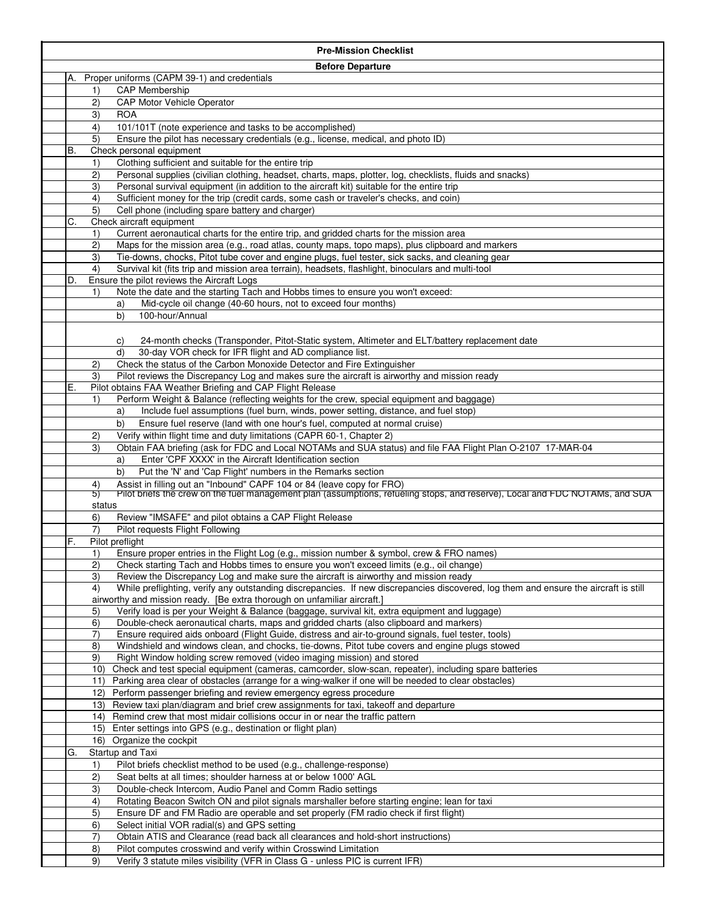# Pre-Mission Checklist

## Before Departure

A. Proper uniforms (CAPM 39-1) and credentials

1) CAP Membership
2) CAP Motor Vehicle Operator
3) ROA
4) 101/101T (note experience and tasks to be accomplished)
5) Ensure the pilot has necessary credentials (e.g., license, medical, and photo ID)

B. Check personal equipment

1) Clothing sufficient and suitable for the entire trip
2) Personal supplies (civilian clothing, headset, charts, maps, plotter, log, checklists, fluids and snacks)
3) Personal survival equipment (in addition to the aircraft kit) suitable for the entire trip
4) Sufficient money for the trip (credit cards, some cash or traveler's checks, and coin)
5) Cell phone (including spare battery and charger)

C. Check aircraft equipment

1) Current aeronautical charts for the entire trip, and gridded charts for the mission area
2) Maps for the mission area (e.g., road atlas, county maps, topo maps), plus clipboard and markers
3) Tie-downs, chocks, Pitot tube cover and engine plugs, fuel tester, sick sacks, and cleaning gear
4) Survival kit (fits trip and mission area terrain), headsets, flashlight, binoculars and multi-tool

D. Ensure the pilot reviews the Aircraft Logs

1) Note the date and the starting Tach and Hobbs times to ensure you won't exceed:
   a) Mid-cycle oil change (40-60 hours, not to exceed four months)
   b) 100-hour/Annual
   c) 24-month checks (Transponder, Pitot-Static system, Altimeter and ELT/battery replacement date
   d) 30-day VOR check for IFR flight and AD compliance list.
2) Check the status of the Carbon Monoxide Detector and Fire Extinguisher
3) Pilot reviews the Discrepancy Log and makes sure the aircraft is airworthy and mission ready

E. Pilot obtains FAA Weather Briefing and CAP Flight Release

1) Perform Weight & Balance (reflecting weights for the crew, special equipment and baggage)
   a) Include fuel assumptions (fuel burn, winds, power setting, distance, and fuel stop)
   b) Ensure fuel reserve (land with one hour's fuel, computed at normal cruise)
2) Verify within flight time and duty limitations (CAPR 60-1, Chapter 2)
3) Obtain FAA briefing (ask for FDC and Local NOTAMs and SUA status) and file FAA Flight Plan O-2107 17-MAR-04
   a) Enter 'CPF XXXX' in the Aircraft Identification section
   b) Put the 'N' and 'Cap Flight' numbers in the Remarks section
4) Assist in filling out an "Inbound" CAPF 104 or 84 (leave copy for FRO)
5) Pilot briefs the crew on the fuel management plan (assumptions, refueling stops, and reserve), Local and FDC NOTAMs, and SUA status
6) Review "IMSAFE" and pilot obtains a CAP Flight Release
7) Pilot requests Flight Following

F. Pilot preflight

1) Ensure proper entries in the Flight Log (e.g., mission number & symbol, crew & FRO names)
2) Check starting Tach and Hobbs times to ensure you won't exceed limits (e.g., oil change)
3) Review the Discrepancy Log and make sure the aircraft is airworthy and mission ready
4) While preflighting, verify any outstanding discrepancies. If new discrepancies discovered, log them and ensure the aircraft is still airworthy and mission ready. [Be extra thorough on unfamiliar aircraft.]
5) Verify load is per your Weight & Balance (baggage, survival kit, extra equipment and luggage)
6) Double-check aeronautical charts, maps and gridded charts (also clipboard and markers)
7) Ensure required aids onboard (Flight Guide, distress and air-to-ground signals, fuel tester, tools)
8) Windshield and windows clean, and chocks, tie-downs, Pitot tube covers and engine plugs stowed
9) Right Window holding screw removed (video imaging mission) and stored
10) Check and test special equipment (cameras, camcorder, slow-scan, repeater), including spare batteries
11) Parking area clear of obstacles (arrange for a wing-walker if one will be needed to clear obstacles)
12) Perform passenger briefing and review emergency egress procedure
13) Review taxi plan/diagram and brief crew assignments for taxi, takeoff and departure
14) Remind crew that most midair collisions occur in or near the traffic pattern
15) Enter settings into GPS (e.g., destination or flight plan)
16) Organize the cockpit

G. Startup and Taxi

1) Pilot briefs checklist method to be used (e.g., challenge-response)
2) Seat belts at all times; shoulder harness at or below 1000' AGL
3) Double-check Intercom, Audio Panel and Comm Radio settings
4) Rotating Beacon Switch ON and pilot signals marshaller before starting engine; lean for taxi
5) Ensure DF and FM Radio are operable and set properly (FM radio check if first flight)
6) Select initial VOR radial(s) and GPS setting
7) Obtain ATIS and Clearance (read back all clearances and hold-short instructions)
8) Pilot computes crosswind and verify within Crosswind Limitation
9) Verify 3 statute miles visibility (VFR in Class G - unless PIC is current IFR)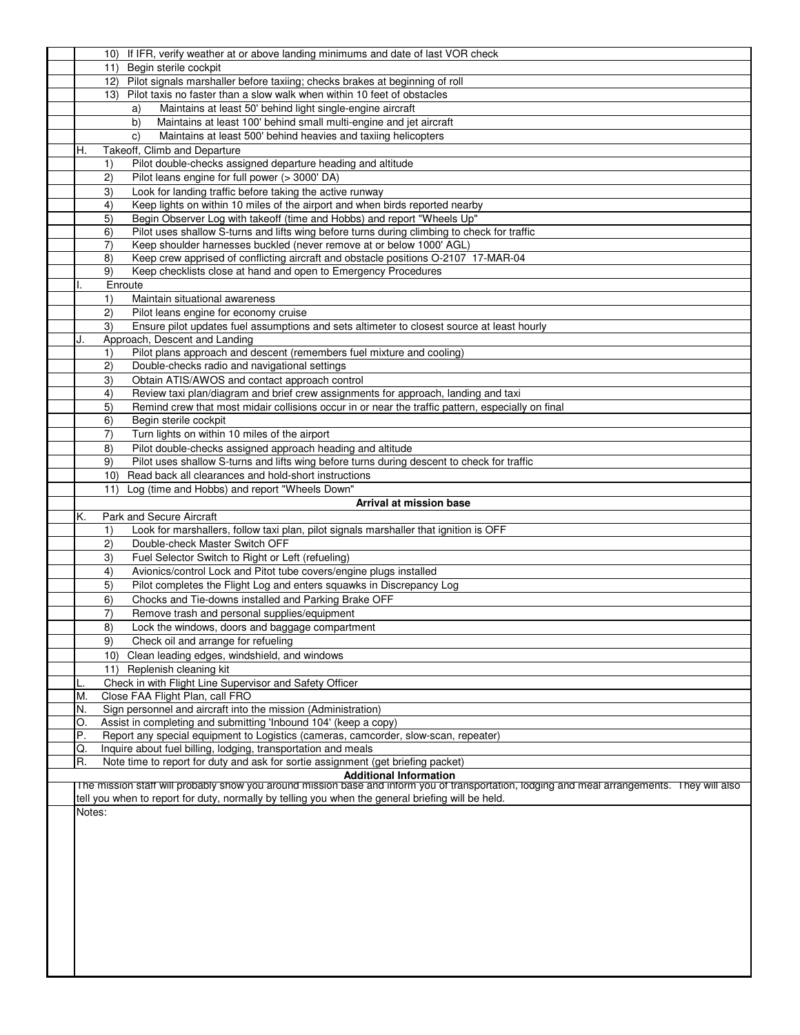10) If IFR, verify weather at or above landing minimums and date of last VOR check

11) Begin sterile cockpit

12) Pilot signals marshaller before taxiing; checks brakes at beginning of roll

13) Pilot taxis no faster than a slow walk when within 10 feet of obstacles

- a) Maintains at least 50' behind light single-engine aircraft
- b) Maintains at least 100' behind small multi-engine and jet aircraft
- c) Maintains at least 500' behind heavies and taxiing helicopters

H. Takeoff, Climb and Departure

1) Pilot double-checks assigned departure heading and altitude
2) Pilot leans engine for full power (> 3000' DA)
3) Look for landing traffic before taking the active runway
4) Keep lights on within 10 miles of the airport and when birds reported nearby
5) Begin Observer Log with takeoff (time and Hobbs) and report "Wheels Up"
6) Pilot uses shallow S-turns and lifts wing before turns during climbing to check for traffic
7) Keep shoulder harnesses buckled (never remove at or below 1000' AGL)
8) Keep crew apprised of conflicting aircraft and obstacle positions O-2107 17-MAR-04
9) Keep checklists close at hand and open to Emergency Procedures

I. Enroute

1) Maintain situational awareness
2) Pilot leans engine for economy cruise
3) Ensure pilot updates fuel assumptions and sets altimeter to closest source at least hourly

J. Approach, Descent and Landing

1) Pilot plans approach and descent (remembers fuel mixture and cooling)
2) Double-checks radio and navigational settings
3) Obtain ATIS/AWOS and contact approach control
4) Review taxi plan/diagram and brief crew assignments for approach, landing and taxi
5) Remind crew that most midair collisions occur in or near the traffic pattern, especially on final
6) Begin sterile cockpit
7) Turn lights on within 10 miles of the airport
8) Pilot double-checks assigned approach heading and altitude
9) Pilot uses shallow S-turns and lifts wing before turns during descent to check for traffic
10) Read back all clearances and hold-short instructions
11) Log (time and Hobbs) and report "Wheels Down"

## Arrival at mission base

K. Park and Secure Aircraft

1) Look for marshallers, follow taxi plan, pilot signals marshaller that ignition is OFF
2) Double-check Master Switch OFF
3) Fuel Selector Switch to Right or Left (refueling)
4) Avionics/control Lock and Pitot tube covers/engine plugs installed
5) Pilot completes the Flight Log and enters squawks in Discrepancy Log
6) Chocks and Tie-downs installed and Parking Brake OFF
7) Remove trash and personal supplies/equipment
8) Lock the windows, doors and baggage compartment
9) Check oil and arrange for refueling
10) Clean leading edges, windshield, and windows
11) Replenish cleaning kit

L. Check in with Flight Line Supervisor and Safety Officer

M. Close FAA Flight Plan, call FRO

N. Sign personnel and aircraft into the mission (Administration)

O. Assist in completing and submitting 'Inbound 104' (keep a copy)

P. Report any special equipment to Logistics (cameras, camcorder, slow-scan, repeater)

Q. Inquire about fuel billing, lodging, transportation and meals

R. Note time to report for duty and ask for sortie assignment (get briefing packet)

## Additional Information

The mission staff will probably show you around mission base and inform you of transportation, lodging and meal arrangements. They will also tell you when to report for duty, normally by telling you when the general briefing will be held.

Notes: